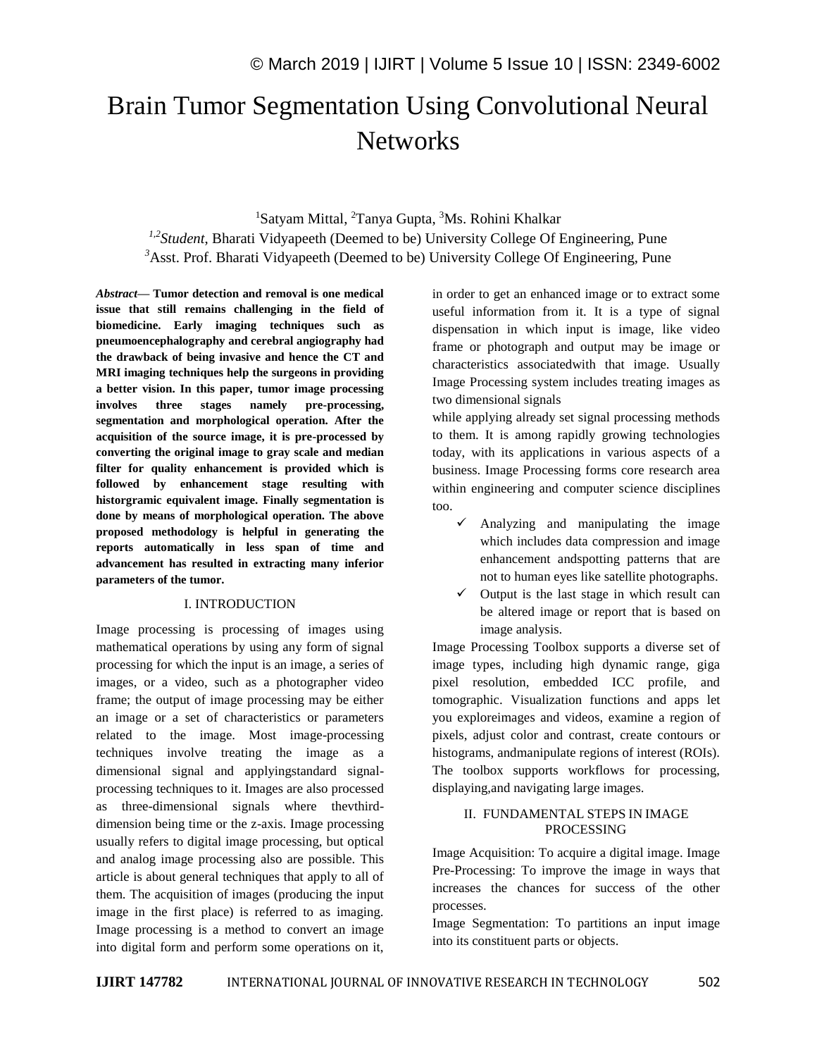# Brain Tumor Segmentation Using Convolutional Neural Networks

[1]Satyam Mittal, [2]Tanya Gupta, [3]Ms. Rohini Khalkar

[1,2]*Student*, Bharati Vidyapeeth (Deemed to be) University College Of Engineering, Pune

[3]Asst. Prof. Bharati Vidyapeeth (Deemed to be) University College Of Engineering, Pune

***Abstract*— Tumor detection and removal is one medical issue that still remains challenging in the field of biomedicine. Early imaging techniques such as pneumoencephalography and cerebral angiography had the drawback of being invasive and hence the CT and MRI imaging techniques help the surgeons in providing a better vision. In this paper, tumor image processing involves three stages namely pre-processing, segmentation and morphological operation. After the acquisition of the source image, it is pre-processed by converting the original image to gray scale and median filter for quality enhancement is provided which is followed by enhancement stage resulting with historgramic equivalent image. Finally segmentation is done by means of morphological operation. The above proposed methodology is helpful in generating the reports automatically in less span of time and advancement has resulted in extracting many inferior parameters of the tumor.**

## I. INTRODUCTION

Image processing is processing of images using mathematical operations by using any form of signal processing for which the input is an image, a series of images, or a video, such as a photographer video frame; the output of image processing may be either an image or a set of characteristics or parameters related to the image. Most image-processing techniques involve treating the image as a dimensional signal and applyingstandard signal-processing techniques to it. Images are also processed as three-dimensional signals where thevthird-dimension being time or the z-axis. Image processing usually refers to digital image processing, but optical and analog image processing also are possible. This article is about general techniques that apply to all of them. The acquisition of images (producing the input image in the first place) is referred to as imaging. Image processing is a method to convert an image into digital form and perform some operations on it, in order to get an enhanced image or to extract some useful information from it. It is a type of signal dispensation in which input is image, like video frame or photograph and output may be image or characteristics associatedwith that image. Usually Image Processing system includes treating images as two dimensional signals

while applying already set signal processing methods to them. It is among rapidly growing technologies today, with its applications in various aspects of a business. Image Processing forms core research area within engineering and computer science disciplines too.

- ✓ Analyzing and manipulating the image which includes data compression and image enhancement andspotting patterns that are not to human eyes like satellite photographs.
- ✓ Output is the last stage in which result can be altered image or report that is based on image analysis.

Image Processing Toolbox supports a diverse set of image types, including high dynamic range, giga pixel resolution, embedded ICC profile, and tomographic. Visualization functions and apps let you exploreimages and videos, examine a region of pixels, adjust color and contrast, create contours or histograms, andmanipulate regions of interest (ROIs). The toolbox supports workflows for processing, displaying,and navigating large images.

## II. FUNDAMENTAL STEPS IN IMAGE PROCESSING

Image Acquisition: To acquire a digital image. Image Pre-Processing: To improve the image in ways that increases the chances for success of the other processes.

Image Segmentation: To partitions an input image into its constituent parts or objects.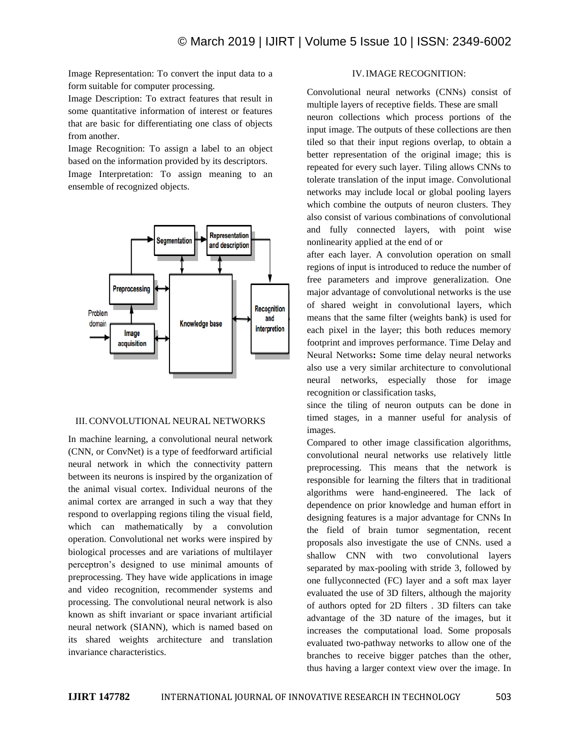Image Representation: To convert the input data to a form suitable for computer processing.

Image Description: To extract features that result in some quantitative information of interest or features that are basic for differentiating one class of objects from another.

Image Recognition: To assign a label to an object based on the information provided by its descriptors.

Image Interpretation: To assign meaning to an ensemble of recognized objects.

## III. CONVOLUTIONAL NEURAL NETWORKS

In machine learning, a convolutional neural network (CNN, or ConvNet) is a type of feedforward artificial neural network in which the connectivity pattern between its neurons is inspired by the organization of the animal visual cortex. Individual neurons of the animal cortex are arranged in such a way that they respond to overlapping regions tiling the visual field, which can mathematically by a convolution operation. Convolutional net works were inspired by biological processes and are variations of multilayer perceptron's designed to use minimal amounts of preprocessing. They have wide applications in image and video recognition, recommender systems and processing. The convolutional neural network is also known as shift invariant or space invariant artificial neural network (SIANN), which is named based on its shared weights architecture and translation invariance characteristics.

## IV. IMAGE RECOGNITION:

Convolutional neural networks (CNNs) consist of multiple layers of receptive fields. These are small neuron collections which process portions of the input image. The outputs of these collections are then tiled so that their input regions overlap, to obtain a better representation of the original image; this is repeated for every such layer. Tiling allows CNNs to tolerate translation of the input image. Convolutional networks may include local or global pooling layers which combine the outputs of neuron clusters. They also consist of various combinations of convolutional and fully connected layers, with point wise nonlinearity applied at the end of or after each layer. A convolution operation on small regions of input is introduced to reduce the number of free parameters and improve generalization. One major advantage of convolutional networks is the use of shared weight in convolutional layers, which means that the same filter (weights bank) is used for each pixel in the layer; this both reduces memory footprint and improves performance. Time Delay and Neural Networks**:** Some time delay neural networks also use a very similar architecture to convolutional neural networks, especially those for image recognition or classification tasks, since the tiling of neuron outputs can be done in timed stages, in a manner useful for analysis of images.

Compared to other image classification algorithms, convolutional neural networks use relatively little preprocessing. This means that the network is responsible for learning the filters that in traditional algorithms were hand-engineered. The lack of dependence on prior knowledge and human effort in designing features is a major advantage for CNNs In the field of brain tumor segmentation, recent proposals also investigate the use of CNNs. used a shallow CNN with two convolutional layers separated by max-pooling with stride 3, followed by one fullyconnected (FC) layer and a soft max layer evaluated the use of 3D filters, although the majority of authors opted for 2D filters . 3D filters can take advantage of the 3D nature of the images, but it increases the computational load. Some proposals evaluated two-pathway networks to allow one of the branches to receive bigger patches than the other, thus having a larger context view over the image. In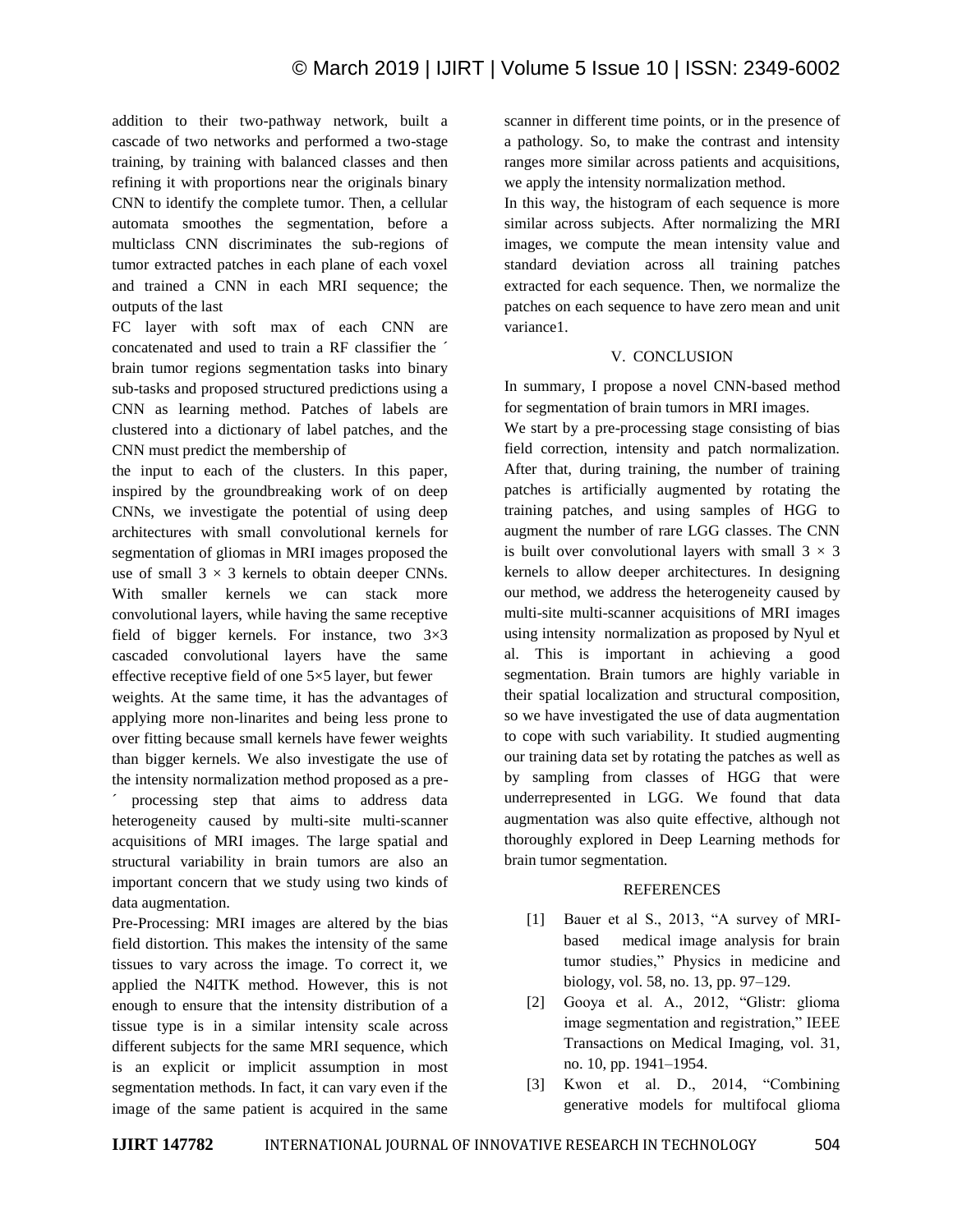addition to their two-pathway network, built a cascade of two networks and performed a two-stage training, by training with balanced classes and then refining it with proportions near the originals binary CNN to identify the complete tumor. Then, a cellular automata smoothes the segmentation, before a multiclass CNN discriminates the sub-regions of tumor extracted patches in each plane of each voxel and trained a CNN in each MRI sequence; the outputs of the last

FC layer with soft max of each CNN are concatenated and used to train a RF classifier the ´ brain tumor regions segmentation tasks into binary sub-tasks and proposed structured predictions using a CNN as learning method. Patches of labels are clustered into a dictionary of label patches, and the CNN must predict the membership of

the input to each of the clusters. In this paper, inspired by the groundbreaking work of on deep CNNs, we investigate the potential of using deep architectures with small convolutional kernels for segmentation of gliomas in MRI images proposed the use of small $3 \times 3$ kernels to obtain deeper CNNs. With smaller kernels we can stack more convolutional layers, while having the same receptive field of bigger kernels. For instance, two $3 \times 3$ cascaded convolutional layers have the same effective receptive field of one $5 \times 5$ layer, but fewer

weights. At the same time, it has the advantages of applying more non-linarites and being less prone to over fitting because small kernels have fewer weights than bigger kernels. We also investigate the use of the intensity normalization method proposed as a pre- ´ processing step that aims to address data heterogeneity caused by multi-site multi-scanner acquisitions of MRI images. The large spatial and structural variability in brain tumors are also an important concern that we study using two kinds of data augmentation.

Pre-Processing: MRI images are altered by the bias field distortion. This makes the intensity of the same tissues to vary across the image. To correct it, we applied the N4ITK method. However, this is not enough to ensure that the intensity distribution of a tissue type is in a similar intensity scale across different subjects for the same MRI sequence, which is an explicit or implicit assumption in most segmentation methods. In fact, it can vary even if the image of the same patient is acquired in the same scanner in different time points, or in the presence of a pathology. So, to make the contrast and intensity ranges more similar across patients and acquisitions, we apply the intensity normalization method.

In this way, the histogram of each sequence is more similar across subjects. After normalizing the MRI images, we compute the mean intensity value and standard deviation across all training patches extracted for each sequence. Then, we normalize the patches on each sequence to have zero mean and unit variance1.

## V. CONCLUSION

In summary, I propose a novel CNN-based method for segmentation of brain tumors in MRI images.

We start by a pre-processing stage consisting of bias field correction, intensity and patch normalization. After that, during training, the number of training patches is artificially augmented by rotating the training patches, and using samples of HGG to augment the number of rare LGG classes. The CNN is built over convolutional layers with small $3 \times 3$ kernels to allow deeper architectures. In designing our method, we address the heterogeneity caused by multi-site multi-scanner acquisitions of MRI images using intensity normalization as proposed by Nyul et al. This is important in achieving a good segmentation. Brain tumors are highly variable in their spatial localization and structural composition, so we have investigated the use of data augmentation to cope with such variability. It studied augmenting our training data set by rotating the patches as well as by sampling from classes of HGG that were underrepresented in LGG. We found that data augmentation was also quite effective, although not thoroughly explored in Deep Learning methods for brain tumor segmentation.

## REFERENCES

[1] Bauer et al S., 2013, "A survey of MRI-based medical image analysis for brain tumor studies," Physics in medicine and biology, vol. 58, no. 13, pp. 97–129.

[2] Gooya et al. A., 2012, "Glistr: glioma image segmentation and registration," IEEE Transactions on Medical Imaging, vol. 31, no. 10, pp. 1941–1954.

[3] Kwon et al. D., 2014, "Combining generative models for multifocal glioma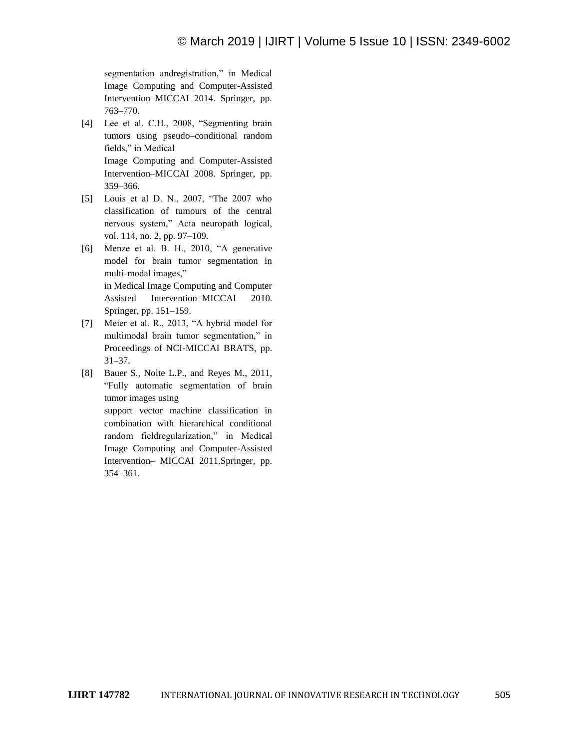segmentation andregistration," in Medical Image Computing and Computer-Assisted Intervention–MICCAI 2014. Springer, pp. 763–770.

[4] Lee et al. C.H., 2008, "Segmenting brain tumors using pseudo–conditional random fields," in Medical Image Computing and Computer-Assisted Intervention–MICCAI 2008. Springer, pp. 359–366.

[5] Louis et al D. N., 2007, "The 2007 who classification of tumours of the central nervous system," Acta neuropath logical, vol. 114, no. 2, pp. 97–109.

[6] Menze et al. B. H., 2010, "A generative model for brain tumor segmentation in multi-modal images," in Medical Image Computing and Computer Assisted Intervention–MICCAI 2010. Springer, pp. 151–159.

[7] Meier et al. R., 2013, "A hybrid model for multimodal brain tumor segmentation," in Proceedings of NCI-MICCAI BRATS, pp. 31–37.

[8] Bauer S., Nolte L.P., and Reyes M., 2011, "Fully automatic segmentation of brain tumor images using support vector machine classification in combination with hierarchical conditional random fieldregularization," in Medical Image Computing and Computer-Assisted Intervention– MICCAI 2011.Springer, pp. 354–361.